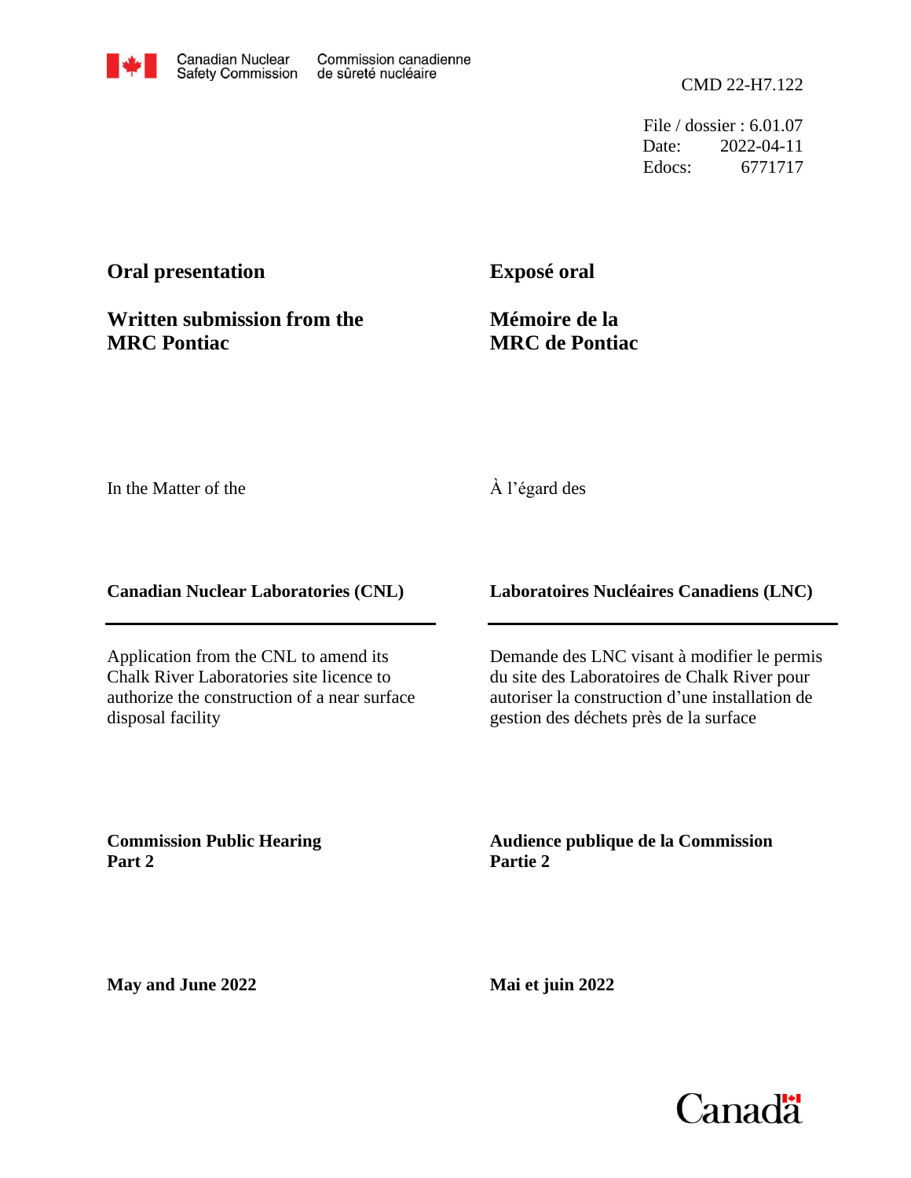Canadian Nuclear Safety Commission / Commission canadienne de sûreté nucléaire

CMD 22-H7.122

File / dossier : 6.01.07
Date: 2022-04-11
Edocs: 6771717

**Oral presentation**

**Written submission from the MRC Pontiac**

**Exposé oral**

**Mémoire de la MRC de Pontiac**

In the Matter of the

À l'égard des

**Canadian Nuclear Laboratories (CNL)**

**Laboratoires Nucléaires Canadiens (LNC)**

Application from the CNL to amend its Chalk River Laboratories site licence to authorize the construction of a near surface disposal facility

Demande des LNC visant à modifier le permis du site des Laboratoires de Chalk River pour autoriser la construction d'une installation de gestion des déchets près de la surface

**Commission Public Hearing Part 2**

**Audience publique de la Commission Partie 2**

**May and June 2022**

**Mai et juin 2022**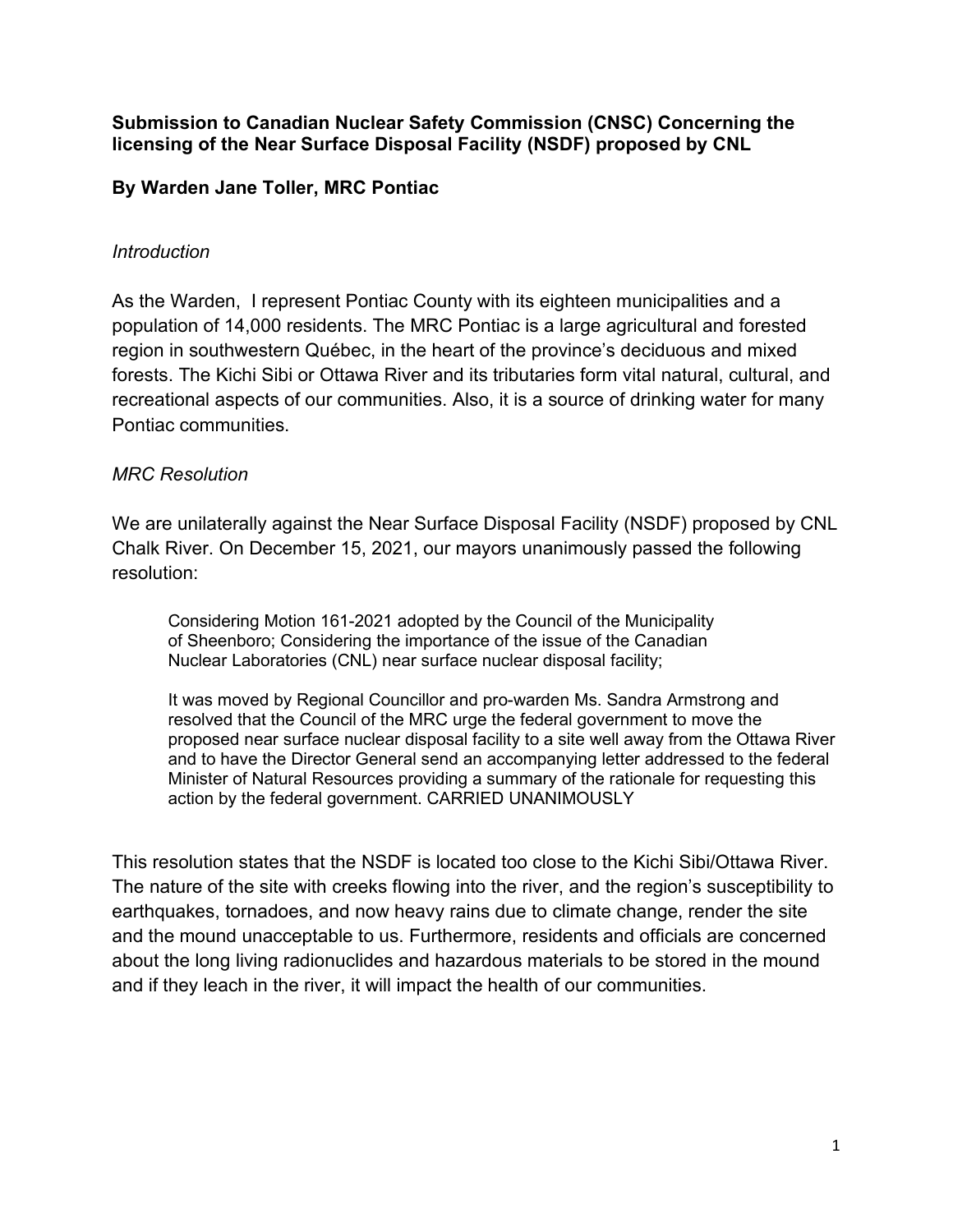**Submission to Canadian Nuclear Safety Commission (CNSC) Concerning the licensing of the Near Surface Disposal Facility (NSDF) proposed by CNL**

**By Warden Jane Toller, MRC Pontiac**

*Introduction*

As the Warden, I represent Pontiac County with its eighteen municipalities and a population of 14,000 residents. The MRC Pontiac is a large agricultural and forested region in southwestern Québec, in the heart of the province's deciduous and mixed forests. The Kichi Sibi or Ottawa River and its tributaries form vital natural, cultural, and recreational aspects of our communities. Also, it is a source of drinking water for many Pontiac communities.

*MRC Resolution*

We are unilaterally against the Near Surface Disposal Facility (NSDF) proposed by CNL Chalk River. On December 15, 2021, our mayors unanimously passed the following resolution:

> Considering Motion 161-2021 adopted by the Council of the Municipality of Sheenboro; Considering the importance of the issue of the Canadian Nuclear Laboratories (CNL) near surface nuclear disposal facility;
>
> It was moved by Regional Councillor and pro-warden Ms. Sandra Armstrong and resolved that the Council of the MRC urge the federal government to move the proposed near surface nuclear disposal facility to a site well away from the Ottawa River and to have the Director General send an accompanying letter addressed to the federal Minister of Natural Resources providing a summary of the rationale for requesting this action by the federal government. CARRIED UNANIMOUSLY

This resolution states that the NSDF is located too close to the Kichi Sibi/Ottawa River. The nature of the site with creeks flowing into the river, and the region's susceptibility to earthquakes, tornadoes, and now heavy rains due to climate change, render the site and the mound unacceptable to us. Furthermore, residents and officials are concerned about the long living radionuclides and hazardous materials to be stored in the mound and if they leach in the river, it will impact the health of our communities.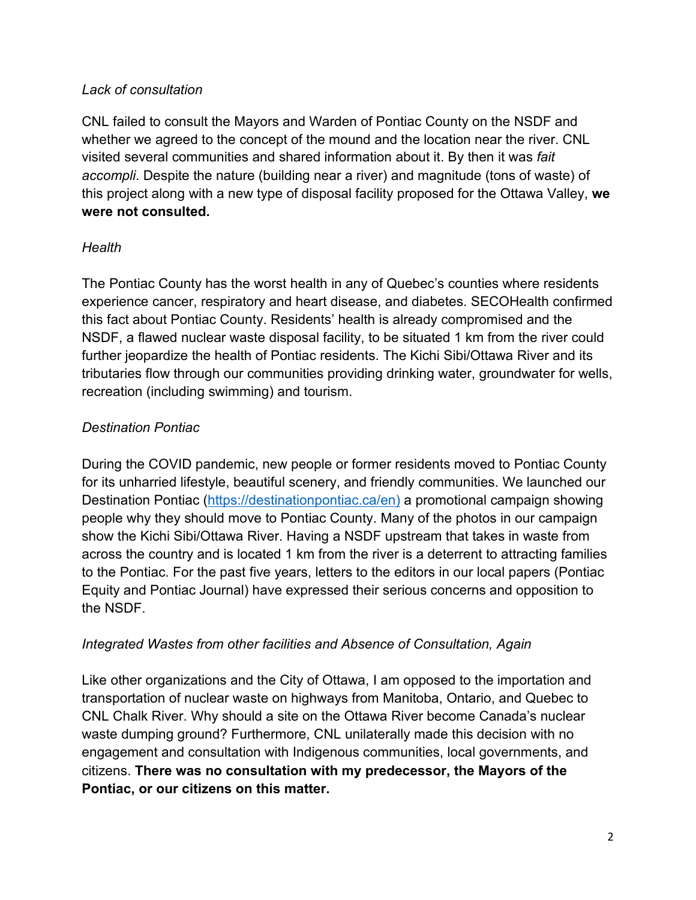*Lack of consultation*

CNL failed to consult the Mayors and Warden of Pontiac County on the NSDF and whether we agreed to the concept of the mound and the location near the river. CNL visited several communities and shared information about it. By then it was *fait accompli*. Despite the nature (building near a river) and magnitude (tons of waste) of this project along with a new type of disposal facility proposed for the Ottawa Valley, **we were not consulted.**

*Health*

The Pontiac County has the worst health in any of Quebec's counties where residents experience cancer, respiratory and heart disease, and diabetes. SECOHealth confirmed this fact about Pontiac County. Residents' health is already compromised and the NSDF, a flawed nuclear waste disposal facility, to be situated 1 km from the river could further jeopardize the health of Pontiac residents. The Kichi Sibi/Ottawa River and its tributaries flow through our communities providing drinking water, groundwater for wells, recreation (including swimming) and tourism.

*Destination Pontiac*

During the COVID pandemic, new people or former residents moved to Pontiac County for its unharried lifestyle, beautiful scenery, and friendly communities. We launched our Destination Pontiac (https://destinationpontiac.ca/en) a promotional campaign showing people why they should move to Pontiac County. Many of the photos in our campaign show the Kichi Sibi/Ottawa River. Having a NSDF upstream that takes in waste from across the country and is located 1 km from the river is a deterrent to attracting families to the Pontiac. For the past five years, letters to the editors in our local papers (Pontiac Equity and Pontiac Journal) have expressed their serious concerns and opposition to the NSDF.

*Integrated Wastes from other facilities and Absence of Consultation, Again*

Like other organizations and the City of Ottawa, I am opposed to the importation and transportation of nuclear waste on highways from Manitoba, Ontario, and Quebec to CNL Chalk River. Why should a site on the Ottawa River become Canada's nuclear waste dumping ground? Furthermore, CNL unilaterally made this decision with no engagement and consultation with Indigenous communities, local governments, and citizens. **There was no consultation with my predecessor, the Mayors of the Pontiac, or our citizens on this matter.**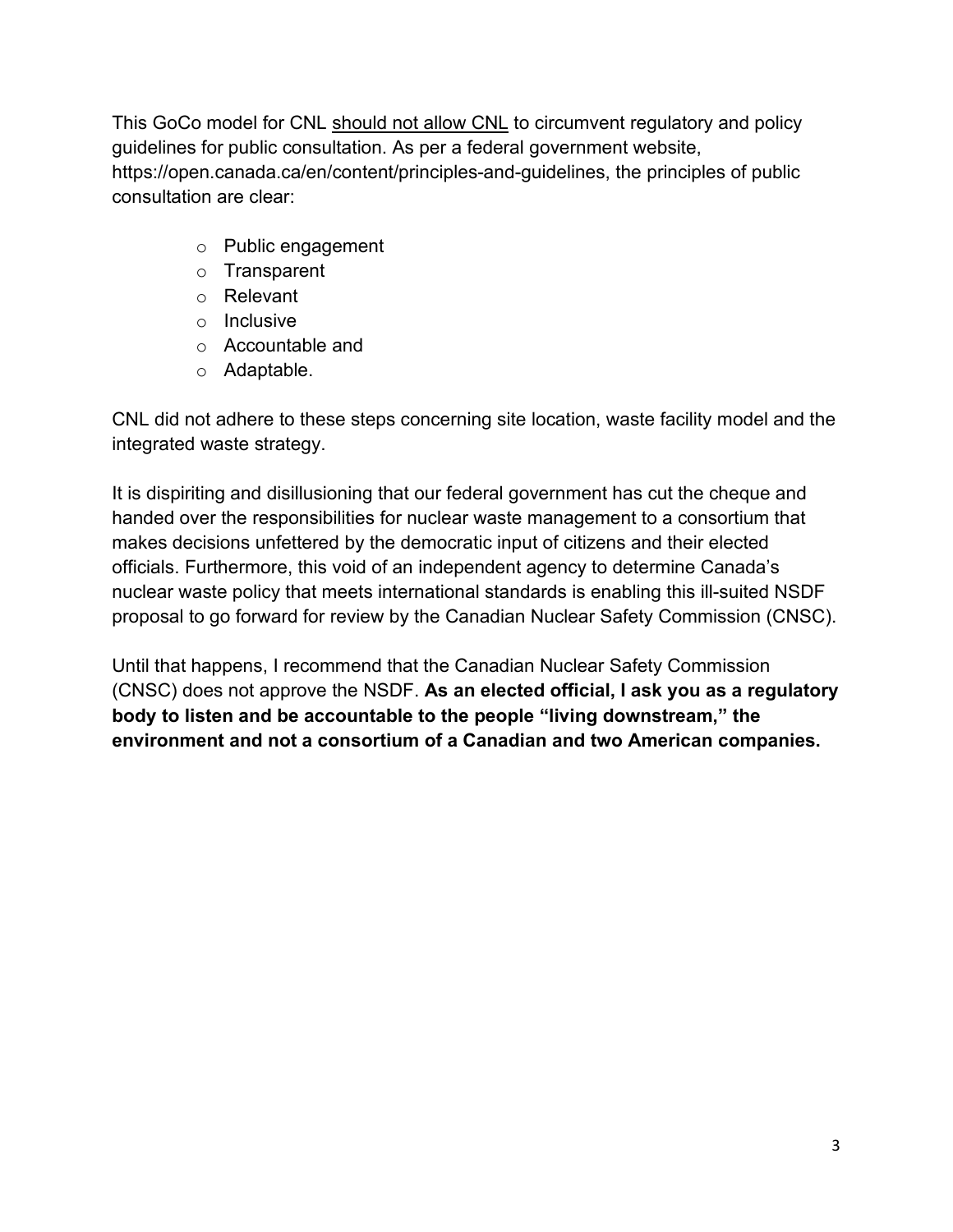This GoCo model for CNL should not allow CNL to circumvent regulatory and policy guidelines for public consultation. As per a federal government website, https://open.canada.ca/en/content/principles-and-guidelines, the principles of public consultation are clear:

- Public engagement
- Transparent
- Relevant
- Inclusive
- Accountable and
- Adaptable.

CNL did not adhere to these steps concerning site location, waste facility model and the integrated waste strategy.

It is dispiriting and disillusioning that our federal government has cut the cheque and handed over the responsibilities for nuclear waste management to a consortium that makes decisions unfettered by the democratic input of citizens and their elected officials. Furthermore, this void of an independent agency to determine Canada's nuclear waste policy that meets international standards is enabling this ill-suited NSDF proposal to go forward for review by the Canadian Nuclear Safety Commission (CNSC).

Until that happens, I recommend that the Canadian Nuclear Safety Commission (CNSC) does not approve the NSDF. **As an elected official, I ask you as a regulatory body to listen and be accountable to the people "living downstream," the environment and not a consortium of a Canadian and two American companies.**